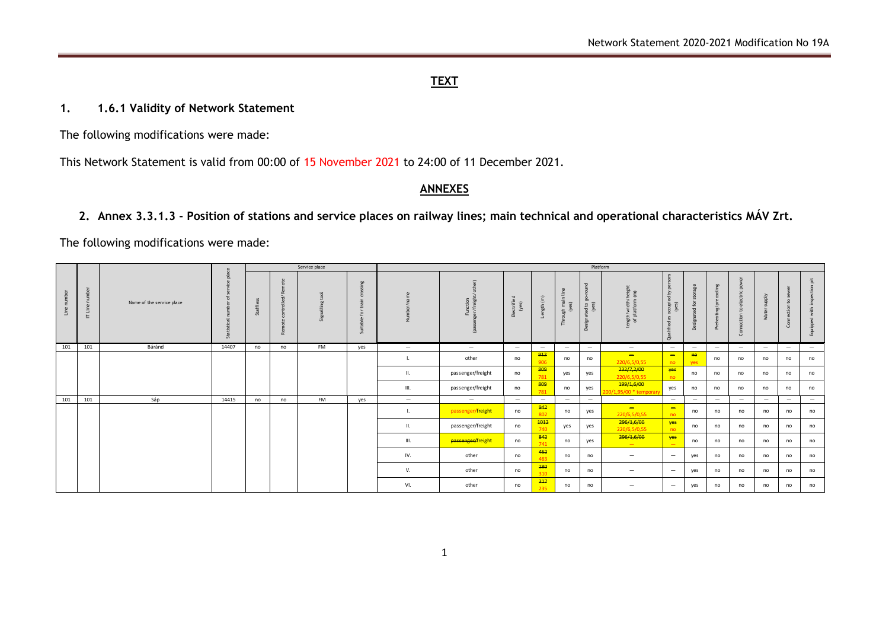## TEXT

## 1. 1.6.1 Validity of Network Statement

The following modifications were made:

This Network Statement is valid from 00:00 of 15 November 2021 to 24:00 of 11 December 2021.

## ANNEXES

## 2. Annex 3.3.1.3 - Position of stations and service places on railway lines; main technical and operational characteristics MÁV Zrt.

The following modifications were made:

| Line number | IT Line number | Name of the service place | Statistical number of service place | Service place | | | | Platform | | | | | | | | | | | | | | |
|---|---|---|---|---|---|---|---|---|---|---|---|---|---|---|---|---|---|---|---|---|---|---|
| | | | | Staffless | Remote controlled/ Remote | Signalling tool | Suitable for train crossing | Number/name | Function (passenger/freight/ other) | Electrified (yes) | Length (m) | Through main line (yes) | Designated to go-round (yes) | Length/width/height of platform (m) | Qualified as occupied by persons (yes) | Designated for storage | Preheating/precooling | Connection to electric power | Water supply | Connection to sewer | Equipped with inspection pit |
| 101 | 101 | Báránd | 14407 | no | no | FM | yes | — | — | — | — | — | — | — | — | — | — | — | — | — | — |
| | | | | | | | | I. | other | no | ~~912~~ 906 | no | no | ~~—~~ 220/6,5/0,55 | ~~—~~ no | ~~no~~ yes | no | no | no | no | no |
| | | | | | | | | II. | passenger/freight | no | ~~809~~ 781 | yes | yes | ~~232/7,2/00~~ 220/6,5/0,55 | ~~yes~~ no | no | no | no | no | no | no |
| | | | | | | | | III. | passenger/freight | no | ~~809~~ 781 | no | yes | ~~199/1,6/00~~ 200/1,95/00 * temporary | yes | no | no | no | no | no | no |
| 101 | 101 | Sáp | 14415 | no | no | FM | yes | — | — | — | — | — | — | — | — | — | — | — | — | — | — |
| | | | | | | | | I. | passenger/freight | no | ~~942~~ 802 | no | yes | ~~—~~ 220/6,5/0,55 | ~~—~~ no | no | no | no | no | no | no |
| | | | | | | | | II. | passenger/freight | no | ~~1012~~ 740 | yes | yes | ~~296/1,6/00~~ 220/6,5/0,55 | ~~yes~~ no | no | no | no | no | no | no |
| | | | | | | | | III. | ~~passenger/~~freight | no | ~~842~~ 741 | no | yes | ~~295/1,6/00~~ — | ~~yes~~ — | no | no | no | no | no | no |
| | | | | | | | | IV. | other | no | ~~452~~ 463 | no | no | — | — | yes | no | no | no | no | no |
| | | | | | | | | V. | other | no | ~~180~~ 310 | no | no | — | — | yes | no | no | no | no | no |
| | | | | | | | | VI. | other | no | ~~317~~ 235 | no | no | — | — | yes | no | no | no | no | no |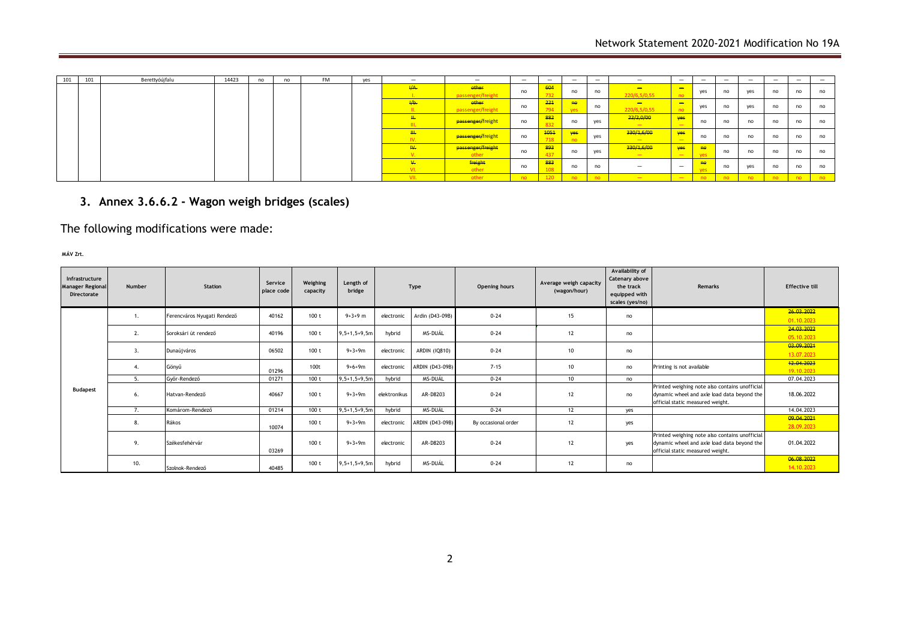| | | | | | | | | | | | | | | | | | | | | | |
|---|---|---|---|---|---|---|---|---|---|---|---|---|---|---|---|---|---|---|---|---|---|
| 101 | 101 | Berettyóújfalu | 14423 | no | no | FM | yes | — | — | — | — | — | — | — | — | — | — | — | — | — | — |
| | | | | | | | | ~~I/A.~~ I. | ~~other~~ passenger/freight | no | ~~604~~ 732 | no | no | ~~—~~ 220/6,5/0,55 | ~~—~~ no | yes | no | yes | no | no | no |
| | | | | | | | | ~~I/b.~~ II. | ~~other~~ passenger/freight | no | ~~221~~ 794 | ~~no~~ yes | no | ~~—~~ 220/6,5/0,55 | ~~—~~ no | yes | no | yes | no | no | no |
| | | | | | | | | ~~II.~~ III. | ~~passenger/~~freight | no | ~~882~~ 832 | no | yes | ~~22/2,0/00~~ — | ~~yes~~ — | no | no | no | no | no | no |
| | | | | | | | | ~~III.~~ IV. | ~~passenger/~~freight | no | ~~1051~~ 718 | ~~yes~~ no | yes | ~~330/1,6/00~~ — | ~~yes~~ — | no | no | no | no | no | no |
| | | | | | | | | ~~IV.~~ V. | ~~passenger/freight~~ other | no | ~~893~~ 437 | no | yes | ~~330/1,6/00~~ — | ~~yes~~ — | ~~no~~ yes | no | no | no | no | no |
| | | | | | | | | ~~V.~~ VI. | ~~freight~~ other | no | ~~883~~ 108 | no | no | — | — | ~~no~~ yes | no | yes | no | no | no |
| | | | | | | | | VII. | other | no | 120 | no | no | — | — | no | no | no | no | no | no |

## 3. Annex 3.6.6.2 - Wagon weigh bridges (scales)

The following modifications were made:

**MÁV Zrt.**

| Infrastructure Manager Regional Directorate | Number | Station | Service place code | Weighing capacity | Length of bridge | Type | | Opening hours | Average weigh capacity (wagon/hour) | Availability of Catenary above the track equipped with scales (yes/no) | Remarks | Effective till |
|---|---|---|---|---|---|---|---|---|---|---|---|---|
| Budapest | 1. | Ferencváros Nyugati Rendező | 40162 | 100 t | 9+3+9 m | electronic | Ardin (D43-09B) | 0-24 | 15 | no | | ~~26.03.2022~~ 01.10.2023 |
| | 2. | Soroksári út rendező | 40196 | 100 t | 9,5+1,5+9,5m | hybrid | MS-DUÁL | 0-24 | 12 | no | | ~~24.03.2022~~ 05.10.2023 |
| | 3. | Dunaújváros | 06502 | 100 t | 9+3+9m | electronic | ARDIN (IQ810) | 0-24 | 10 | no | | ~~03.09.2021~~ 13.07.2023 |
| | 4. | Gönyű | 01296 | 100t | 9+6+9m | electronic | ARDIN (D43-09B) | 7-15 | 10 | no | Printing is not available | ~~12.04.2023~~ 19.10.2023 |
| | 5. | Győr-Rendező | 01271 | 100 t | 9,5+1,5+9,5m | hybrid | MS-DUÁL | 0-24 | 10 | no | | 07.04.2023 |
| | 6. | Hatvan-Rendező | 40667 | 100 t | 9+3+9m | elektronikus | AR-D8203 | 0-24 | 12 | no | Printed weighing note also contains unofficial dynamic wheel and axle load data beyond the official static measured weight. | 18.06.2022 |
| | 7. | Komárom-Rendező | 01214 | 100 t | 9,5+1,5+9,5m | hybrid | MS-DUÁL | 0-24 | 12 | yes | | 14.04.2023 |
| | 8. | Rákos | 10074 | 100 t | 9+3+9m | electronic | ARDIN (D43-09B) | By occasional order | 12 | yes | | ~~09.04.2021~~ 28.09.2023 |
| | 9. | Székesfehérvár | 03269 | 100 t | 9+3+9m | electronic | AR-D8203 | 0-24 | 12 | yes | Printed weighing note also contains unofficial dynamic wheel and axle load data beyond the official static measured weight. | 01.04.2022 |
| | 10. | Szolnok-Rendező | 40485 | 100 t | 9,5+1,5+9,5m | hybrid | MS-DUÁL | 0-24 | 12 | no | | ~~06.08.2022~~ 14.10.2023 |